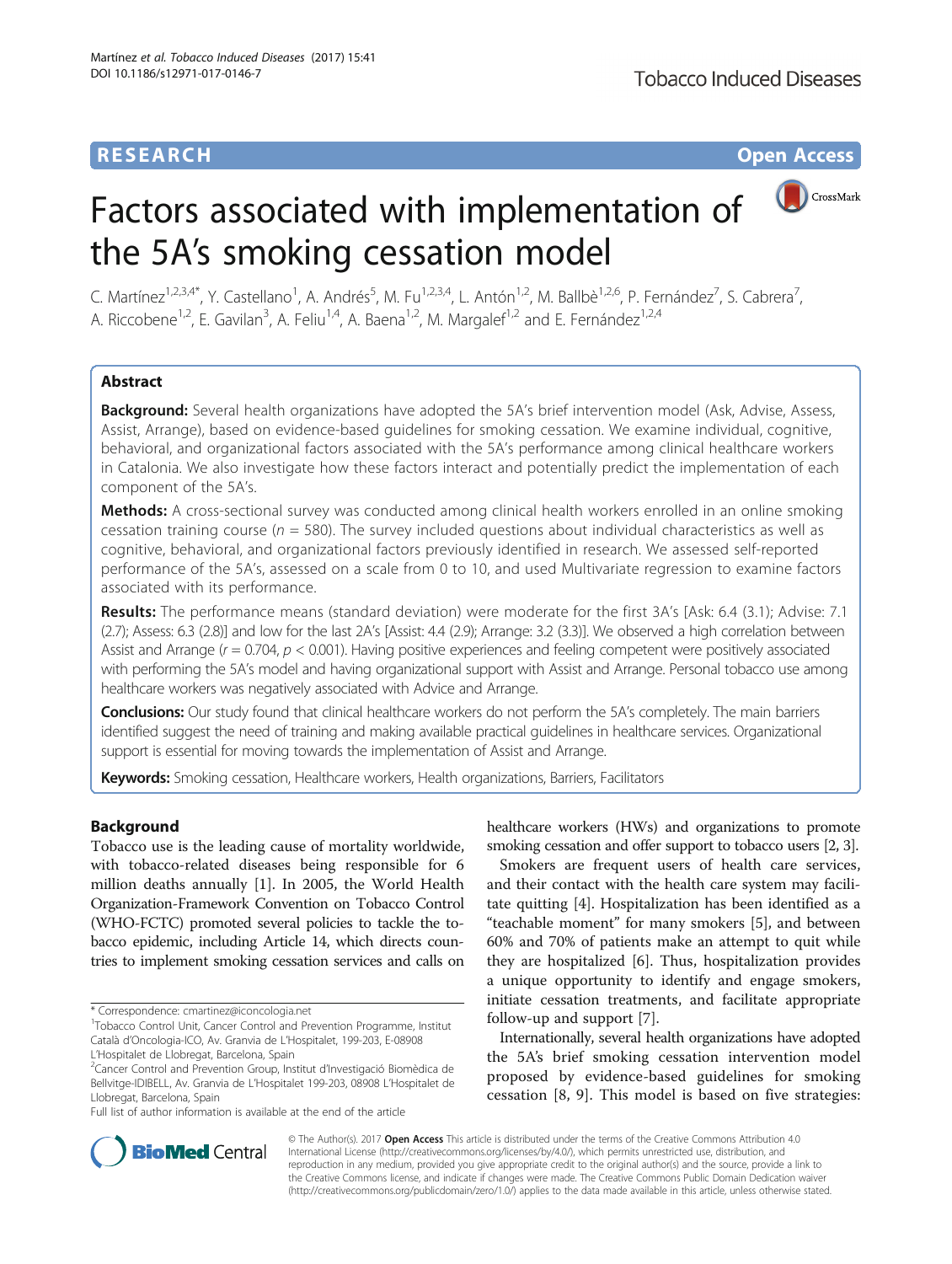RESEARCH

Open Access

# Factors associated with implementation of the 5A's smoking cessation model

C. Martínez[1,2,3,4*], Y. Castellano[1], A. Andrés[5], M. Fu[1,2,3,4], L. Antón[1,2], M. Ballbè[1,2,6], P. Fernández[7], S. Cabrera[7], A. Riccobene[1,2], E. Gavilan[3], A. Feliu[1,4], A. Baena[1,2], M. Margalef[1,2] and E. Fernández[1,2,4]

## Abstract

**Background:** Several health organizations have adopted the 5A's brief intervention model (Ask, Advise, Assess, Assist, Arrange), based on evidence-based guidelines for smoking cessation. We examine individual, cognitive, behavioral, and organizational factors associated with the 5A's performance among clinical healthcare workers in Catalonia. We also investigate how these factors interact and potentially predict the implementation of each component of the 5A's.

**Methods:** A cross-sectional survey was conducted among clinical health workers enrolled in an online smoking cessation training course ($n$ = 580). The survey included questions about individual characteristics as well as cognitive, behavioral, and organizational factors previously identified in research. We assessed self-reported performance of the 5A's, assessed on a scale from 0 to 10, and used Multivariate regression to examine factors associated with its performance.

**Results:** The performance means (standard deviation) were moderate for the first 3A's [Ask: 6.4 (3.1); Advise: 7.1 (2.7); Assess: 6.3 (2.8)] and low for the last 2A's [Assist: 4.4 (2.9); Arrange: 3.2 (3.3)]. We observed a high correlation between Assist and Arrange ($r$ = 0.704, $p$ < 0.001). Having positive experiences and feeling competent were positively associated with performing the 5A's model and having organizational support with Assist and Arrange. Personal tobacco use among healthcare workers was negatively associated with Advice and Arrange.

**Conclusions:** Our study found that clinical healthcare workers do not perform the 5A's completely. The main barriers identified suggest the need of training and making available practical guidelines in healthcare services. Organizational support is essential for moving towards the implementation of Assist and Arrange.

**Keywords:** Smoking cessation, Healthcare workers, Health organizations, Barriers, Facilitators

## Background

Tobacco use is the leading cause of mortality worldwide, with tobacco-related diseases being responsible for 6 million deaths annually [1]. In 2005, the World Health Organization-Framework Convention on Tobacco Control (WHO-FCTC) promoted several policies to tackle the tobacco epidemic, including Article 14, which directs countries to implement smoking cessation services and calls on healthcare workers (HWs) and organizations to promote smoking cessation and offer support to tobacco users [2, 3].

Smokers are frequent users of health care services, and their contact with the health care system may facilitate quitting [4]. Hospitalization has been identified as a "teachable moment" for many smokers [5], and between 60% and 70% of patients make an attempt to quit while they are hospitalized [6]. Thus, hospitalization provides a unique opportunity to identify and engage smokers, initiate cessation treatments, and facilitate appropriate follow-up and support [7].

Internationally, several health organizations have adopted the 5A's brief smoking cessation intervention model proposed by evidence-based guidelines for smoking cessation [8, 9]. This model is based on five strategies:

\* Correspondence: cmartinez@iconcologia.net
[1]Tobacco Control Unit, Cancer Control and Prevention Programme, Institut Català d'Oncologia-ICO, Av. Granvia de L'Hospitalet, 199-203, E-08908 L'Hospitalet de Llobregat, Barcelona, Spain
[2]Cancer Control and Prevention Group, Institut d'Investigació Biomèdica de Bellvitge-IDIBELL, Av. Granvia de L'Hospitalet 199-203, 08908 L'Hospitalet de Llobregat, Barcelona, Spain
Full list of author information is available at the end of the article

© The Author(s). 2017 **Open Access** This article is distributed under the terms of the Creative Commons Attribution 4.0 International License (http://creativecommons.org/licenses/by/4.0/), which permits unrestricted use, distribution, and reproduction in any medium, provided you give appropriate credit to the original author(s) and the source, provide a link to the Creative Commons license, and indicate if changes were made. The Creative Commons Public Domain Dedication waiver (http://creativecommons.org/publicdomain/zero/1.0/) applies to the data made available in this article, unless otherwise stated.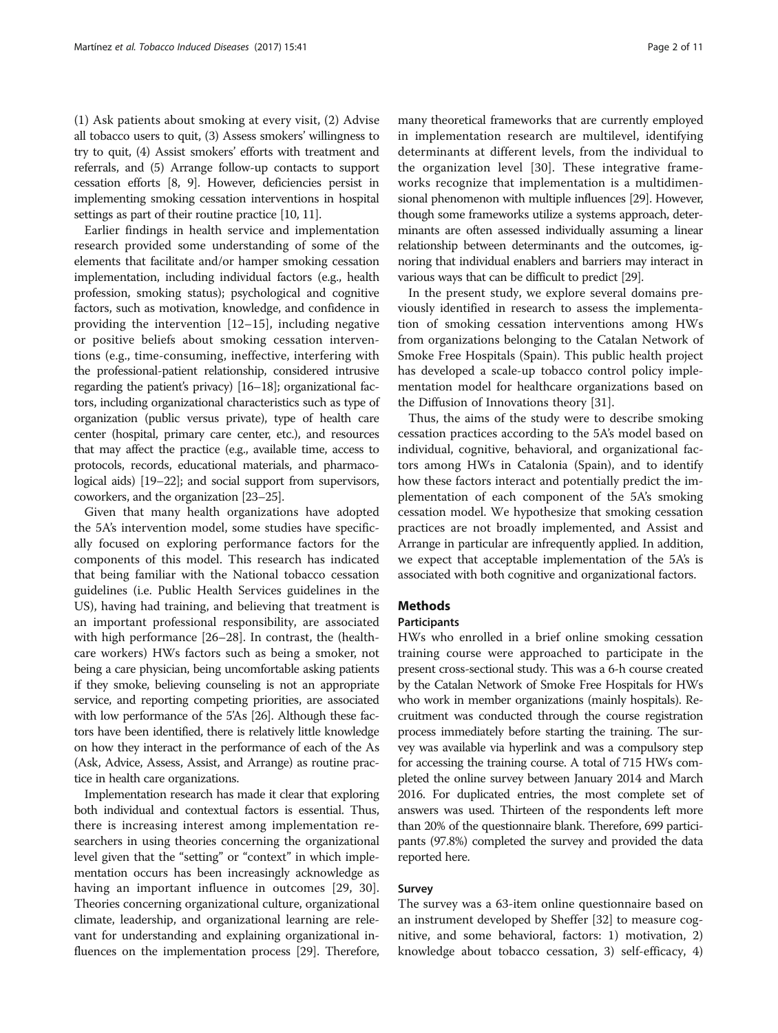(1) Ask patients about smoking at every visit, (2) Advise all tobacco users to quit, (3) Assess smokers' willingness to try to quit, (4) Assist smokers' efforts with treatment and referrals, and (5) Arrange follow-up contacts to support cessation efforts [8, 9]. However, deficiencies persist in implementing smoking cessation interventions in hospital settings as part of their routine practice [10, 11].

Earlier findings in health service and implementation research provided some understanding of some of the elements that facilitate and/or hamper smoking cessation implementation, including individual factors (e.g., health profession, smoking status); psychological and cognitive factors, such as motivation, knowledge, and confidence in providing the intervention [12–15], including negative or positive beliefs about smoking cessation interventions (e.g., time-consuming, ineffective, interfering with the professional-patient relationship, considered intrusive regarding the patient's privacy) [16–18]; organizational factors, including organizational characteristics such as type of organization (public versus private), type of health care center (hospital, primary care center, etc.), and resources that may affect the practice (e.g., available time, access to protocols, records, educational materials, and pharmacological aids) [19–22]; and social support from supervisors, coworkers, and the organization [23–25].

Given that many health organizations have adopted the 5A's intervention model, some studies have specifically focused on exploring performance factors for the components of this model. This research has indicated that being familiar with the National tobacco cessation guidelines (i.e. Public Health Services guidelines in the US), having had training, and believing that treatment is an important professional responsibility, are associated with high performance [26–28]. In contrast, the (healthcare workers) HWs factors such as being a smoker, not being a care physician, being uncomfortable asking patients if they smoke, believing counseling is not an appropriate service, and reporting competing priorities, are associated with low performance of the 5'As [26]. Although these factors have been identified, there is relatively little knowledge on how they interact in the performance of each of the As (Ask, Advice, Assess, Assist, and Arrange) as routine practice in health care organizations.

Implementation research has made it clear that exploring both individual and contextual factors is essential. Thus, there is increasing interest among implementation researchers in using theories concerning the organizational level given that the "setting" or "context" in which implementation occurs has been increasingly acknowledge as having an important influence in outcomes [29, 30]. Theories concerning organizational culture, organizational climate, leadership, and organizational learning are relevant for understanding and explaining organizational influences on the implementation process [29]. Therefore, many theoretical frameworks that are currently employed in implementation research are multilevel, identifying determinants at different levels, from the individual to the organization level [30]. These integrative frameworks recognize that implementation is a multidimensional phenomenon with multiple influences [29]. However, though some frameworks utilize a systems approach, determinants are often assessed individually assuming a linear relationship between determinants and the outcomes, ignoring that individual enablers and barriers may interact in various ways that can be difficult to predict [29].

In the present study, we explore several domains previously identified in research to assess the implementation of smoking cessation interventions among HWs from organizations belonging to the Catalan Network of Smoke Free Hospitals (Spain). This public health project has developed a scale-up tobacco control policy implementation model for healthcare organizations based on the Diffusion of Innovations theory [31].

Thus, the aims of the study were to describe smoking cessation practices according to the 5A's model based on individual, cognitive, behavioral, and organizational factors among HWs in Catalonia (Spain), and to identify how these factors interact and potentially predict the implementation of each component of the 5A's smoking cessation model. We hypothesize that smoking cessation practices are not broadly implemented, and Assist and Arrange in particular are infrequently applied. In addition, we expect that acceptable implementation of the 5A's is associated with both cognitive and organizational factors.

## Methods

### Participants

HWs who enrolled in a brief online smoking cessation training course were approached to participate in the present cross-sectional study. This was a 6-h course created by the Catalan Network of Smoke Free Hospitals for HWs who work in member organizations (mainly hospitals). Recruitment was conducted through the course registration process immediately before starting the training. The survey was available via hyperlink and was a compulsory step for accessing the training course. A total of 715 HWs completed the online survey between January 2014 and March 2016. For duplicated entries, the most complete set of answers was used. Thirteen of the respondents left more than 20% of the questionnaire blank. Therefore, 699 participants (97.8%) completed the survey and provided the data reported here.

### Survey

The survey was a 63-item online questionnaire based on an instrument developed by Sheffer [32] to measure cognitive, and some behavioral, factors: 1) motivation, 2) knowledge about tobacco cessation, 3) self-efficacy, 4)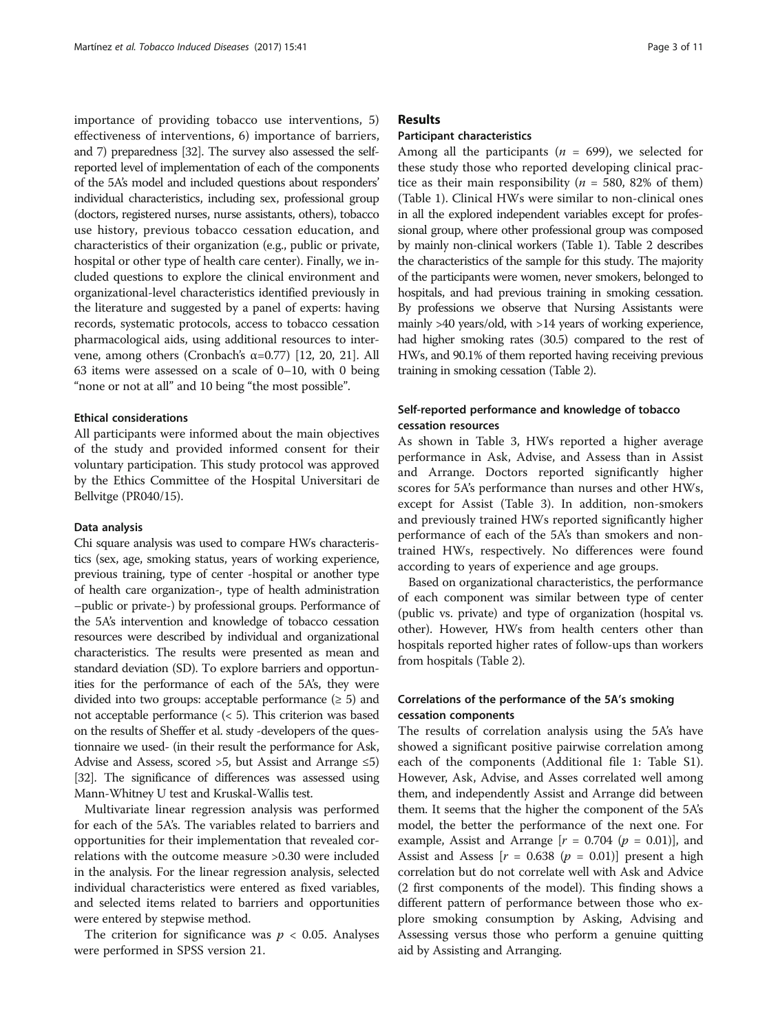importance of providing tobacco use interventions, 5) effectiveness of interventions, 6) importance of barriers, and 7) preparedness [32]. The survey also assessed the self-reported level of implementation of each of the components of the 5A's model and included questions about responders' individual characteristics, including sex, professional group (doctors, registered nurses, nurse assistants, others), tobacco use history, previous tobacco cessation education, and characteristics of their organization (e.g., public or private, hospital or other type of health care center). Finally, we included questions to explore the clinical environment and organizational-level characteristics identified previously in the literature and suggested by a panel of experts: having records, systematic protocols, access to tobacco cessation pharmacological aids, using additional resources to intervene, among others (Cronbach's α=0.77) [12, 20, 21]. All 63 items were assessed on a scale of 0–10, with 0 being "none or not at all" and 10 being "the most possible".

### Ethical considerations

All participants were informed about the main objectives of the study and provided informed consent for their voluntary participation. This study protocol was approved by the Ethics Committee of the Hospital Universitari de Bellvitge (PR040/15).

### Data analysis

Chi square analysis was used to compare HWs characteristics (sex, age, smoking status, years of working experience, previous training, type of center -hospital or another type of health care organization-, type of health administration –public or private-) by professional groups. Performance of the 5A's intervention and knowledge of tobacco cessation resources were described by individual and organizational characteristics. The results were presented as mean and standard deviation (SD). To explore barriers and opportunities for the performance of each of the 5A's, they were divided into two groups: acceptable performance (≥ 5) and not acceptable performance (< 5). This criterion was based on the results of Sheffer et al. study -developers of the questionnaire we used- (in their result the performance for Ask, Advise and Assess, scored >5, but Assist and Arrange ≤5) [32]. The significance of differences was assessed using Mann-Whitney U test and Kruskal-Wallis test.

Multivariate linear regression analysis was performed for each of the 5A's. The variables related to barriers and opportunities for their implementation that revealed correlations with the outcome measure >0.30 were included in the analysis. For the linear regression analysis, selected individual characteristics were entered as fixed variables, and selected items related to barriers and opportunities were entered by stepwise method.

The criterion for significance was $p < 0.05$. Analyses were performed in SPSS version 21.

## Results

### Participant characteristics

Among all the participants ($n = 699$), we selected for these study those who reported developing clinical practice as their main responsibility ($n = 580$, 82% of them) (Table 1). Clinical HWs were similar to non-clinical ones in all the explored independent variables except for professional group, where other professional group was composed by mainly non-clinical workers (Table 1). Table 2 describes the characteristics of the sample for this study. The majority of the participants were women, never smokers, belonged to hospitals, and had previous training in smoking cessation. By professions we observe that Nursing Assistants were mainly >40 years/old, with >14 years of working experience, had higher smoking rates (30.5) compared to the rest of HWs, and 90.1% of them reported having receiving previous training in smoking cessation (Table 2).

### Self-reported performance and knowledge of tobacco cessation resources

As shown in Table 3, HWs reported a higher average performance in Ask, Advise, and Assess than in Assist and Arrange. Doctors reported significantly higher scores for 5A's performance than nurses and other HWs, except for Assist (Table 3). In addition, non-smokers and previously trained HWs reported significantly higher performance of each of the 5A's than smokers and non-trained HWs, respectively. No differences were found according to years of experience and age groups.

Based on organizational characteristics, the performance of each component was similar between type of center (public vs. private) and type of organization (hospital vs. other). However, HWs from health centers other than hospitals reported higher rates of follow-ups than workers from hospitals (Table 2).

### Correlations of the performance of the 5A's smoking cessation components

The results of correlation analysis using the 5A's have showed a significant positive pairwise correlation among each of the components (Additional file 1: Table S1). However, Ask, Advise, and Asses correlated well among them, and independently Assist and Arrange did between them. It seems that the higher the component of the 5A's model, the better the performance of the next one. For example, Assist and Arrange [$r = 0.704$ ($p = 0.01$)], and Assist and Assess [$r = 0.638$ ($p = 0.01$)] present a high correlation but do not correlate well with Ask and Advice (2 first components of the model). This finding shows a different pattern of performance between those who explore smoking consumption by Asking, Advising and Assessing versus those who perform a genuine quitting aid by Assisting and Arranging.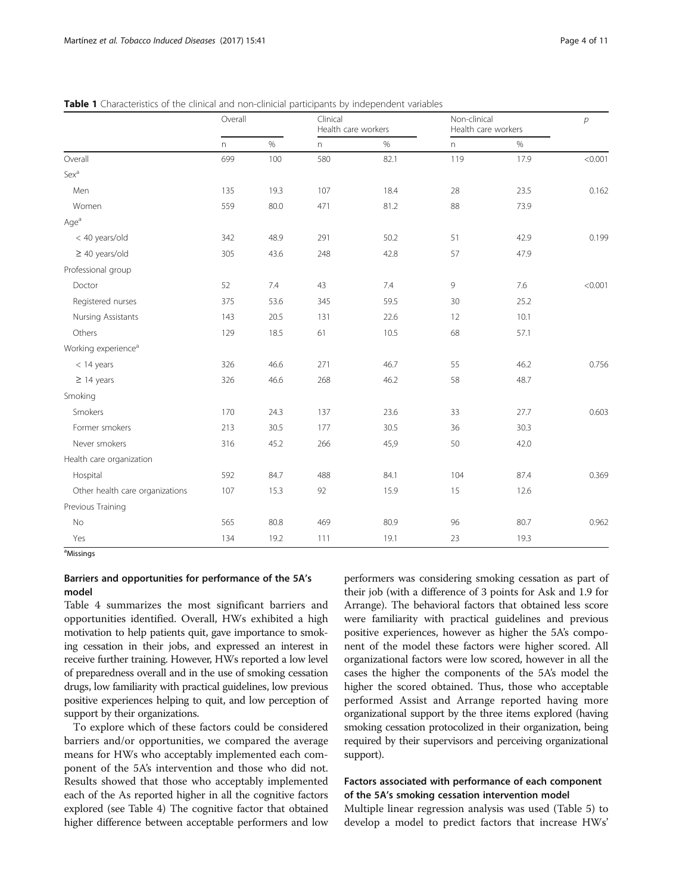**Table 1** Characteristics of the clinical and non-clinicial participants by independent variables

| | Overall | | Clinical Health care workers | | Non-clinical Health care workers | | *p* |
|---|---|---|---|---|---|---|---|
| | n | % | n | % | n | % | |
| Overall | 699 | 100 | 580 | 82.1 | 119 | 17.9 | <0.001 |
| Sex[a] | | | | | | | |
| Men | 135 | 19.3 | 107 | 18.4 | 28 | 23.5 | 0.162 |
| Women | 559 | 80.0 | 471 | 81.2 | 88 | 73.9 | |
| Age[a] | | | | | | | |
| < 40 years/old | 342 | 48.9 | 291 | 50.2 | 51 | 42.9 | 0.199 |
| ≥ 40 years/old | 305 | 43.6 | 248 | 42.8 | 57 | 47.9 | |
| Professional group | | | | | | | |
| Doctor | 52 | 7.4 | 43 | 7.4 | 9 | 7.6 | <0.001 |
| Registered nurses | 375 | 53.6 | 345 | 59.5 | 30 | 25.2 | |
| Nursing Assistants | 143 | 20.5 | 131 | 22.6 | 12 | 10.1 | |
| Others | 129 | 18.5 | 61 | 10.5 | 68 | 57.1 | |
| Working experience[a] | | | | | | | |
| < 14 years | 326 | 46.6 | 271 | 46.7 | 55 | 46.2 | 0.756 |
| ≥ 14 years | 326 | 46.6 | 268 | 46.2 | 58 | 48.7 | |
| Smoking | | | | | | | |
| Smokers | 170 | 24.3 | 137 | 23.6 | 33 | 27.7 | 0.603 |
| Former smokers | 213 | 30.5 | 177 | 30.5 | 36 | 30.3 | |
| Never smokers | 316 | 45.2 | 266 | 45,9 | 50 | 42.0 | |
| Health care organization | | | | | | | |
| Hospital | 592 | 84.7 | 488 | 84.1 | 104 | 87.4 | 0.369 |
| Other health care organizations | 107 | 15.3 | 92 | 15.9 | 15 | 12.6 | |
| Previous Training | | | | | | | |
| No | 565 | 80.8 | 469 | 80.9 | 96 | 80.7 | 0.962 |
| Yes | 134 | 19.2 | 111 | 19.1 | 23 | 19.3 | |

[a]Missings

### Barriers and opportunities for performance of the 5A's model

Table 4 summarizes the most significant barriers and opportunities identified. Overall, HWs exhibited a high motivation to help patients quit, gave importance to smoking cessation in their jobs, and expressed an interest in receive further training. However, HWs reported a low level of preparedness overall and in the use of smoking cessation drugs, low familiarity with practical guidelines, low previous positive experiences helping to quit, and low perception of support by their organizations.

To explore which of these factors could be considered barriers and/or opportunities, we compared the average means for HWs who acceptably implemented each component of the 5A's intervention and those who did not. Results showed that those who acceptably implemented each of the As reported higher in all the cognitive factors explored (see Table 4) The cognitive factor that obtained higher difference between acceptable performers and low performers was considering smoking cessation as part of their job (with a difference of 3 points for Ask and 1.9 for Arrange). The behavioral factors that obtained less score were familiarity with practical guidelines and previous positive experiences, however as higher the 5A's component of the model these factors were higher scored. All organizational factors were low scored, however in all the cases the higher the components of the 5A's model the higher the scored obtained. Thus, those who acceptable performed Assist and Arrange reported having more organizational support by the three items explored (having smoking cessation protocolized in their organization, being required by their supervisors and perceiving organizational support).

### Factors associated with performance of each component of the 5A's smoking cessation intervention model

Multiple linear regression analysis was used (Table 5) to develop a model to predict factors that increase HWs'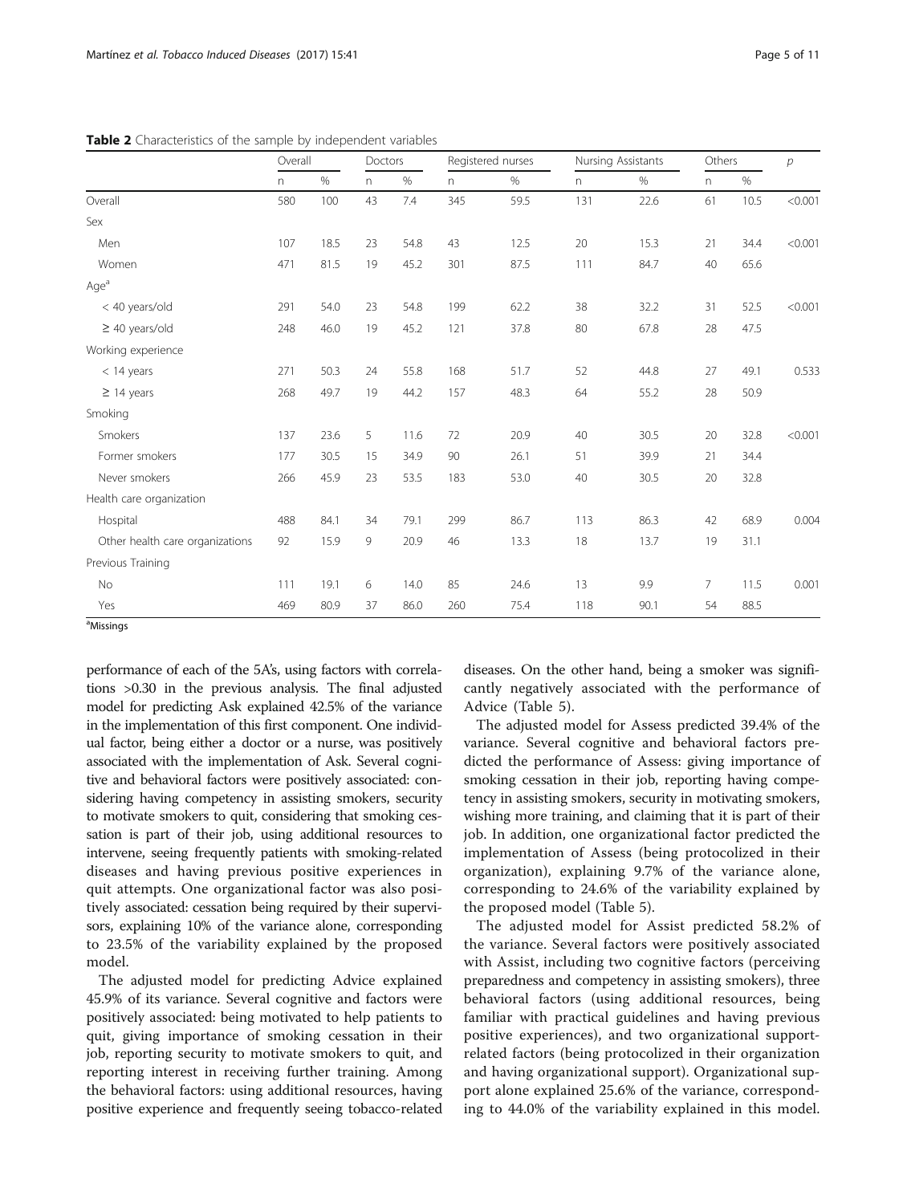**Table 2** Characteristics of the sample by independent variables

| | Overall | | Doctors | | Registered nurses | | Nursing Assistants | | Others | | *p* |
|---|---|---|---|---|---|---|---|---|---|---|---|
| | n | % | n | % | n | % | n | % | n | % | |
| Overall | 580 | 100 | 43 | 7.4 | 345 | 59.5 | 131 | 22.6 | 61 | 10.5 | <0.001 |
| Sex | | | | | | | | | | | |
| Men | 107 | 18.5 | 23 | 54.8 | 43 | 12.5 | 20 | 15.3 | 21 | 34.4 | <0.001 |
| Women | 471 | 81.5 | 19 | 45.2 | 301 | 87.5 | 111 | 84.7 | 40 | 65.6 | |
| Age[a] | | | | | | | | | | | |
| < 40 years/old | 291 | 54.0 | 23 | 54.8 | 199 | 62.2 | 38 | 32.2 | 31 | 52.5 | <0.001 |
| ≥ 40 years/old | 248 | 46.0 | 19 | 45.2 | 121 | 37.8 | 80 | 67.8 | 28 | 47.5 | |
| Working experience | | | | | | | | | | | |
| < 14 years | 271 | 50.3 | 24 | 55.8 | 168 | 51.7 | 52 | 44.8 | 27 | 49.1 | 0.533 |
| ≥ 14 years | 268 | 49.7 | 19 | 44.2 | 157 | 48.3 | 64 | 55.2 | 28 | 50.9 | |
| Smoking | | | | | | | | | | | |
| Smokers | 137 | 23.6 | 5 | 11.6 | 72 | 20.9 | 40 | 30.5 | 20 | 32.8 | <0.001 |
| Former smokers | 177 | 30.5 | 15 | 34.9 | 90 | 26.1 | 51 | 39.9 | 21 | 34.4 | |
| Never smokers | 266 | 45.9 | 23 | 53.5 | 183 | 53.0 | 40 | 30.5 | 20 | 32.8 | |
| Health care organization | | | | | | | | | | | |
| Hospital | 488 | 84.1 | 34 | 79.1 | 299 | 86.7 | 113 | 86.3 | 42 | 68.9 | 0.004 |
| Other health care organizations | 92 | 15.9 | 9 | 20.9 | 46 | 13.3 | 18 | 13.7 | 19 | 31.1 | |
| Previous Training | | | | | | | | | | | |
| No | 111 | 19.1 | 6 | 14.0 | 85 | 24.6 | 13 | 9.9 | 7 | 11.5 | 0.001 |
| Yes | 469 | 80.9 | 37 | 86.0 | 260 | 75.4 | 118 | 90.1 | 54 | 88.5 | |

[a]Missings

performance of each of the 5A's, using factors with correlations >0.30 in the previous analysis. The final adjusted model for predicting Ask explained 42.5% of the variance in the implementation of this first component. One individual factor, being either a doctor or a nurse, was positively associated with the implementation of Ask. Several cognitive and behavioral factors were positively associated: considering having competency in assisting smokers, security to motivate smokers to quit, considering that smoking cessation is part of their job, using additional resources to intervene, seeing frequently patients with smoking-related diseases and having previous positive experiences in quit attempts. One organizational factor was also positively associated: cessation being required by their supervisors, explaining 10% of the variance alone, corresponding to 23.5% of the variability explained by the proposed model.

The adjusted model for predicting Advice explained 45.9% of its variance. Several cognitive and factors were positively associated: being motivated to help patients to quit, giving importance of smoking cessation in their job, reporting security to motivate smokers to quit, and reporting interest in receiving further training. Among the behavioral factors: using additional resources, having positive experience and frequently seeing tobacco-related diseases. On the other hand, being a smoker was significantly negatively associated with the performance of Advice (Table 5).

The adjusted model for Assess predicted 39.4% of the variance. Several cognitive and behavioral factors predicted the performance of Assess: giving importance of smoking cessation in their job, reporting having competency in assisting smokers, security in motivating smokers, wishing more training, and claiming that it is part of their job. In addition, one organizational factor predicted the implementation of Assess (being protocolized in their organization), explaining 9.7% of the variance alone, corresponding to 24.6% of the variability explained by the proposed model (Table 5).

The adjusted model for Assist predicted 58.2% of the variance. Several factors were positively associated with Assist, including two cognitive factors (perceiving preparedness and competency in assisting smokers), three behavioral factors (using additional resources, being familiar with practical guidelines and having previous positive experiences), and two organizational support-related factors (being protocolized in their organization and having organizational support). Organizational support alone explained 25.6% of the variance, corresponding to 44.0% of the variability explained in this model.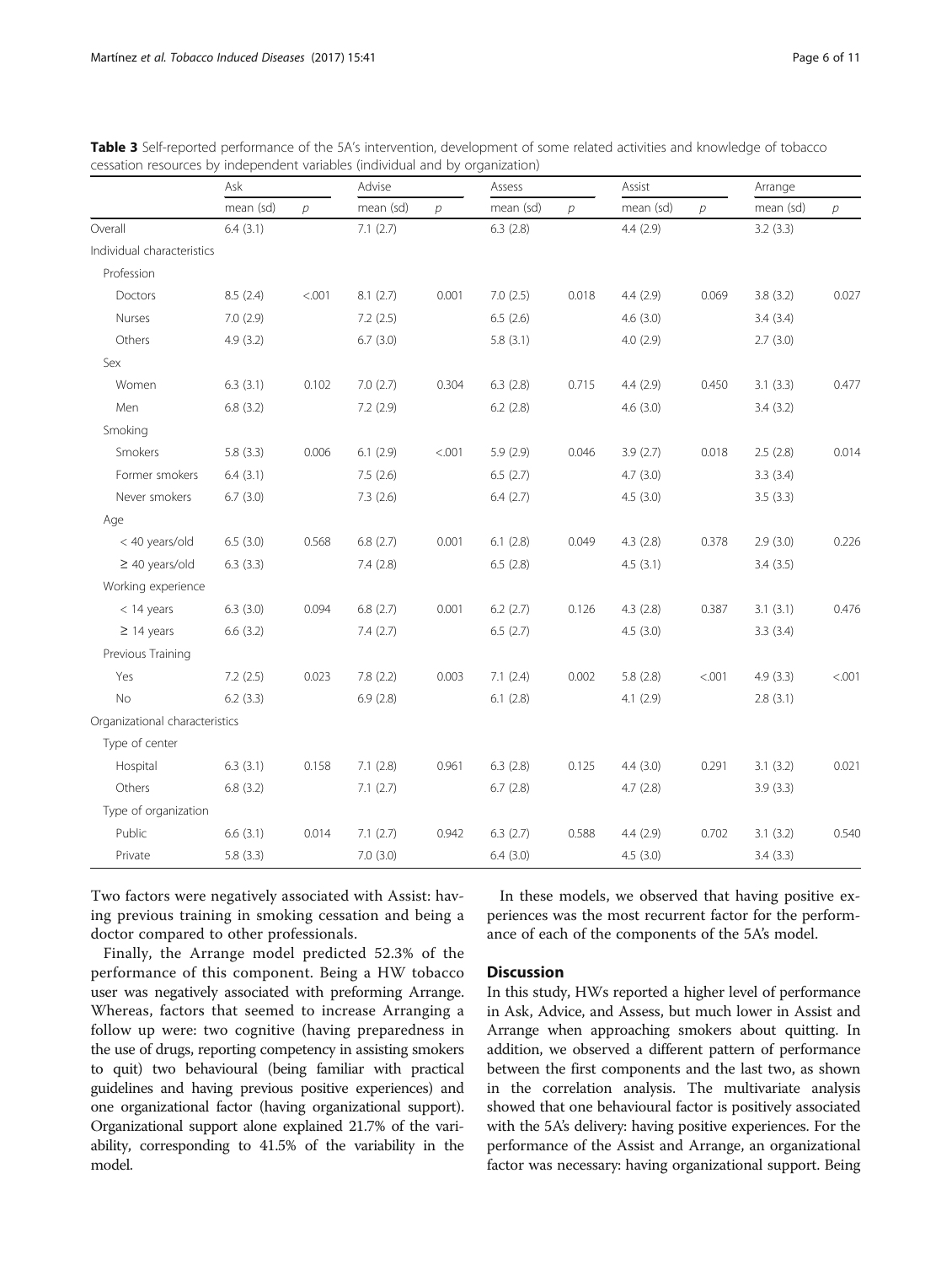**Table 3** Self-reported performance of the 5A's intervention, development of some related activities and knowledge of tobacco cessation resources by independent variables (individual and by organization)

| | Ask | | Advise | | Assess | | Assist | | Arrange | |
|---|---|---|---|---|---|---|---|---|---|---|
| | mean (sd) | *p* | mean (sd) | *p* | mean (sd) | *p* | mean (sd) | *p* | mean (sd) | *p* |
| Overall | 6.4 (3.1) | | 7.1 (2.7) | | 6.3 (2.8) | | 4.4 (2.9) | | 3.2 (3.3) | |
| Individual characteristics | | | | | | | | | | |
| Profession | | | | | | | | | | |
| Doctors | 8.5 (2.4) | <.001 | 8.1 (2.7) | 0.001 | 7.0 (2.5) | 0.018 | 4.4 (2.9) | 0.069 | 3.8 (3.2) | 0.027 |
| Nurses | 7.0 (2.9) | | 7.2 (2.5) | | 6.5 (2.6) | | 4.6 (3.0) | | 3.4 (3.4) | |
| Others | 4.9 (3.2) | | 6.7 (3.0) | | 5.8 (3.1) | | 4.0 (2.9) | | 2.7 (3.0) | |
| Sex | | | | | | | | | | |
| Women | 6.3 (3.1) | 0.102 | 7.0 (2.7) | 0.304 | 6.3 (2.8) | 0.715 | 4.4 (2.9) | 0.450 | 3.1 (3.3) | 0.477 |
| Men | 6.8 (3.2) | | 7.2 (2.9) | | 6.2 (2.8) | | 4.6 (3.0) | | 3.4 (3.2) | |
| Smoking | | | | | | | | | | |
| Smokers | 5.8 (3.3) | 0.006 | 6.1 (2.9) | <.001 | 5.9 (2.9) | 0.046 | 3.9 (2.7) | 0.018 | 2.5 (2.8) | 0.014 |
| Former smokers | 6.4 (3.1) | | 7.5 (2.6) | | 6.5 (2.7) | | 4.7 (3.0) | | 3.3 (3.4) | |
| Never smokers | 6.7 (3.0) | | 7.3 (2.6) | | 6.4 (2.7) | | 4.5 (3.0) | | 3.5 (3.3) | |
| Age | | | | | | | | | | |
| < 40 years/old | 6.5 (3.0) | 0.568 | 6.8 (2.7) | 0.001 | 6.1 (2.8) | 0.049 | 4.3 (2.8) | 0.378 | 2.9 (3.0) | 0.226 |
| ≥ 40 years/old | 6.3 (3.3) | | 7.4 (2.8) | | 6.5 (2.8) | | 4.5 (3.1) | | 3.4 (3.5) | |
| Working experience | | | | | | | | | | |
| < 14 years | 6.3 (3.0) | 0.094 | 6.8 (2.7) | 0.001 | 6.2 (2.7) | 0.126 | 4.3 (2.8) | 0.387 | 3.1 (3.1) | 0.476 |
| ≥ 14 years | 6.6 (3.2) | | 7.4 (2.7) | | 6.5 (2.7) | | 4.5 (3.0) | | 3.3 (3.4) | |
| Previous Training | | | | | | | | | | |
| Yes | 7.2 (2.5) | 0.023 | 7.8 (2.2) | 0.003 | 7.1 (2.4) | 0.002 | 5.8 (2.8) | <.001 | 4.9 (3.3) | <.001 |
| No | 6.2 (3.3) | | 6.9 (2.8) | | 6.1 (2.8) | | 4.1 (2.9) | | 2.8 (3.1) | |
| Organizational characteristics | | | | | | | | | | |
| Type of center | | | | | | | | | | |
| Hospital | 6.3 (3.1) | 0.158 | 7.1 (2.8) | 0.961 | 6.3 (2.8) | 0.125 | 4.4 (3.0) | 0.291 | 3.1 (3.2) | 0.021 |
| Others | 6.8 (3.2) | | 7.1 (2.7) | | 6.7 (2.8) | | 4.7 (2.8) | | 3.9 (3.3) | |
| Type of organization | | | | | | | | | | |
| Public | 6.6 (3.1) | 0.014 | 7.1 (2.7) | 0.942 | 6.3 (2.7) | 0.588 | 4.4 (2.9) | 0.702 | 3.1 (3.2) | 0.540 |
| Private | 5.8 (3.3) | | 7.0 (3.0) | | 6.4 (3.0) | | 4.5 (3.0) | | 3.4 (3.3) | |

Two factors were negatively associated with Assist: having previous training in smoking cessation and being a doctor compared to other professionals.

Finally, the Arrange model predicted 52.3% of the performance of this component. Being a HW tobacco user was negatively associated with preforming Arrange. Whereas, factors that seemed to increase Arranging a follow up were: two cognitive (having preparedness in the use of drugs, reporting competency in assisting smokers to quit) two behavioural (being familiar with practical guidelines and having previous positive experiences) and one organizational factor (having organizational support). Organizational support alone explained 21.7% of the variability, corresponding to 41.5% of the variability in the model.

In these models, we observed that having positive experiences was the most recurrent factor for the performance of each of the components of the 5A's model.

## Discussion

In this study, HWs reported a higher level of performance in Ask, Advice, and Assess, but much lower in Assist and Arrange when approaching smokers about quitting. In addition, we observed a different pattern of performance between the first components and the last two, as shown in the correlation analysis. The multivariate analysis showed that one behavioural factor is positively associated with the 5A's delivery: having positive experiences. For the performance of the Assist and Arrange, an organizational factor was necessary: having organizational support. Being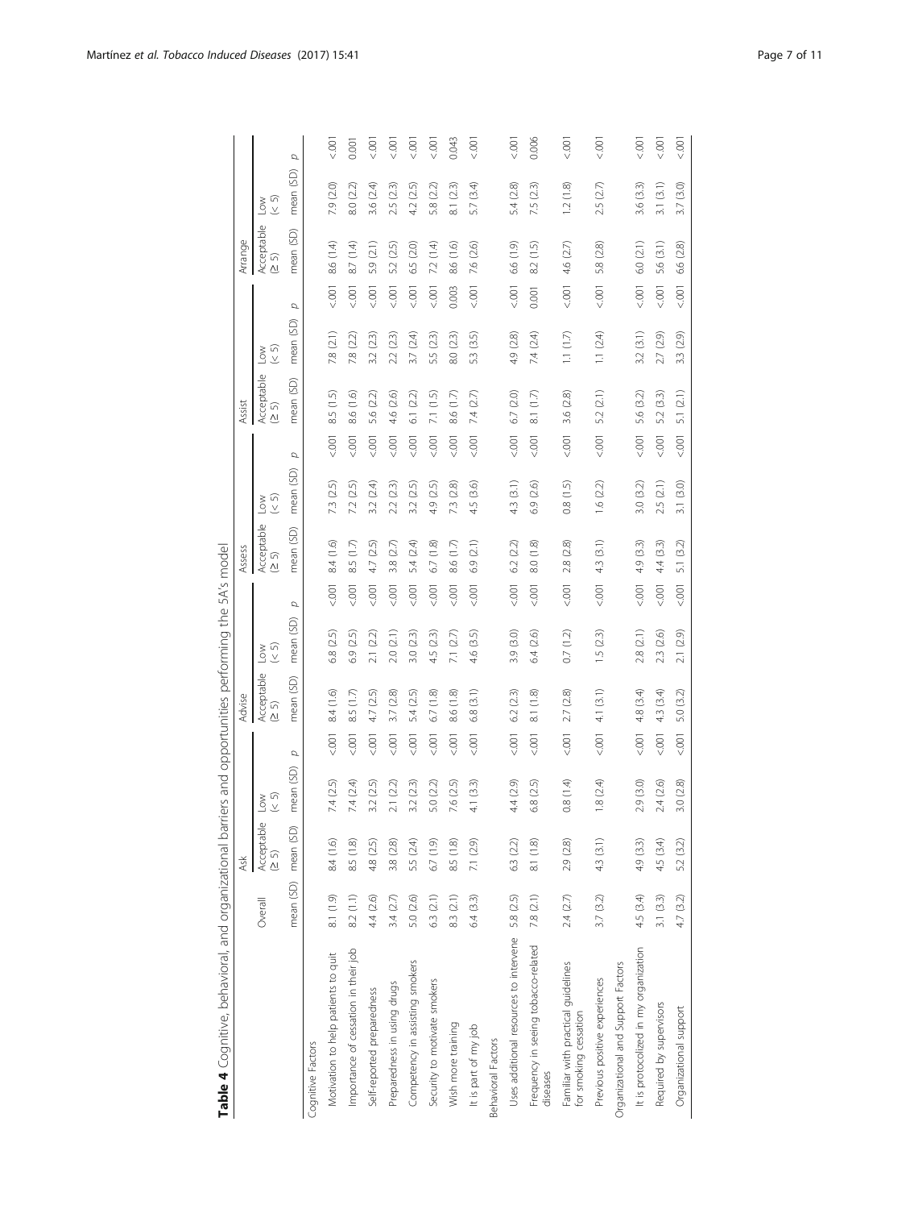**Table 4** Cognitive, behavioral, and organizational barriers and opportunities performing the 5A's model

| | Overall | Ask | | | Advise | | | Assess | | | Assist | | | Arrange | | |
|---|---|---|---|---|---|---|---|---|---|---|---|---|---|---|---|---|
| | | Acceptable (≥ 5) | Low (< 5) | | Acceptable (≥ 5) | Low (< 5) | | Acceptable (≥ 5) | Low (< 5) | | Acceptable (≥ 5) | Low (< 5) | | Acceptable (≥ 5) | Low (< 5) | |
| | mean (SD) | mean (SD) | mean (SD) | p | mean (SD) | mean (SD) | p | mean (SD) | mean (SD) | p | mean (SD) | mean (SD) | p | mean (SD) | mean (SD) | p |
| Cognitive Factors | | | | | | | | | | | | | | | | |
| Motivation to help patients to quit | 8.1 (1.9) | 8.4 (1.6) | 7.4 (2.5) | <.001 | 8.4 (1.6) | 6.8 (2.5) | <.001 | 8.4 (1.6) | 7.3 (2.5) | <.001 | 8.5 (1.5) | 7.8 (2.1) | <.001 | 8.6 (1.4) | 7.9 (2.0) | <.001 |
| Importance of cessation in their job | 8.2 (1.1) | 8.5 (1.8) | 7.4 (2.4) | <.001 | 8.5 (1.7) | 6.9 (2.5) | <.001 | 8.5 (1.7) | 7.2 (2.5) | <.001 | 8.6 (1.6) | 7.8 (2.2) | <.001 | 8.7 (1.4) | 8.0 (2.2) | 0.001 |
| Self-reported preparedness | 4.4 (2.6) | 4.8 (2.5) | 3.2 (2.5) | <.001 | 4.7 (2.5) | 2.1 (2.2) | <.001 | 4.7 (2.5) | 3.2 (2.4) | <.001 | 5.6 (2.2) | 3.2 (2.3) | <.001 | 5.9 (2.1) | 3.6 (2.4) | <.001 |
| Preparedness in using drugs | 3.4 (2.7) | 3.8 (2.8) | 2.1 (2.2) | <.001 | 3.7 (2.8) | 2.0 (2.1) | <.001 | 3.8 (2.7) | 2.2 (2.3) | <.001 | 4.6 (2.6) | 2.2 (2.3) | <.001 | 5.2 (2.5) | 2.5 (2.3) | <.001 |
| Competency in assisting smokers | 5.0 (2.6) | 5.5 (2.4) | 3.2 (2.3) | <.001 | 5.4 (2.5) | 3.0 (2.3) | <.001 | 5.4 (2.4) | 3.2 (2.5) | <.001 | 6.1 (2.2) | 3.7 (2.4) | <.001 | 6.5 (2.0) | 4.2 (2.5) | <.001 |
| Security to motivate smokers | 6.3 (2.1) | 6.7 (1.9) | 5.0 (2.2) | <.001 | 6.7 (1.8) | 4.5 (2.3) | <.001 | 6.7 (1.8) | 4.9 (2.5) | <.001 | 7.1 (1.5) | 5.5 (2.3) | <.001 | 7.2 (1.4) | 5.8 (2.2) | <.001 |
| Wish more training | 8.3 (2.1) | 8.5 (1.8) | 7.6 (2.5) | <.001 | 8.6 (1.8) | 7.1 (2.7) | <.001 | 8.6 (1.7) | 7.3 (2.8) | <.001 | 8.6 (1.7) | 8.0 (2.3) | 0.003 | 8.6 (1.6) | 8.1 (2.3) | 0.043 |
| It is part of my job | 6.4 (3.3) | 7.1 (2.9) | 4.1 (3.3) | <.001 | 6.8 (3.1) | 4.6 (3.5) | <.001 | 6.9 (2.1) | 4.5 (3.6) | <.001 | 7.4 (2.7) | 5.3 (3.5) | <.001 | 7.6 (2.6) | 5.7 (3.4) | <.001 |
| Behavioral Factors | | | | | | | | | | | | | | | | |
| Uses additional resources to intervene | 5.8 (2.5) | 6.3 (2.2) | 4.4 (2.9) | <.001 | 6.2 (2.3) | 3.9 (3.0) | <.001 | 6.2 (2.2) | 4.3 (3.1) | <.001 | 6.7 (2.0) | 4.9 (2.8) | <.001 | 6.6 (1.9) | 5.4 (2.8) | <.001 |
| Frequency in seeing tobacco-related diseases | 7.8 (2.1) | 8.1 (1.8) | 6.8 (2.5) | <.001 | 8.1 (1.8) | 6.4 (2.6) | <.001 | 8.0 (1.8) | 6.9 (2.6) | <.001 | 8.1 (1.7) | 7.4 (2.4) | 0.001 | 8.2 (1.5) | 7.5 (2.3) | 0.006 |
| Familiar with practical guidelines for smoking cessation | 2.4 (2.7) | 2.9 (2.8) | 0.8 (1.4) | <.001 | 2.7 (2.8) | 0.7 (1.2) | <.001 | 2.8 (2.8) | 0.8 (1.5) | <.001 | 3.6 (2.8) | 1.1 (1.7) | <.001 | 4.6 (2.7) | 1.2 (1.8) | <.001 |
| Previous positive experiences | 3.7 (3.2) | 4.3 (3.1) | 1.8 (2.4) | <.001 | 4.1 (3.1) | 1.5 (2.3) | <.001 | 4.3 (3.1) | 1.6 (2.2) | <.001 | 5.2 (2.1) | 1.1 (2.4) | <.001 | 5.8 (2.8) | 2.5 (2.7) | <.001 |
| Organizational and Support Factors | | | | | | | | | | | | | | | | |
| It is protocolized in my organization | 4.5 (3.4) | 4.9 (3.3) | 2.9 (3.0) | <.001 | 4.8 (3.4) | 2.8 (2.1) | <.001 | 4.9 (3.3) | 3.0 (3.2) | <.001 | 5.6 (3.2) | 3.2 (3.1) | <.001 | 6.0 (2.1) | 3.6 (3.3) | <.001 |
| Required by supervisors | 3.1 (3.3) | 4.5 (3.4) | 2.4 (2.6) | <.001 | 4.3 (3.4) | 2.3 (2.6) | <.001 | 4.4 (3.3) | 2.5 (2.1) | <.001 | 5.2 (3.3) | 2.7 (2.9) | <.001 | 5.6 (3.1) | 3.1 (3.1) | <.001 |
| Organizational support | 4.7 (3.2) | 5.2 (3.2) | 3.0 (2.8) | <.001 | 5.0 (3.2) | 2.1 (2.9) | <.001 | 5.1 (3.2) | 3.1 (3.0) | <.001 | 5.1 (2.1) | 3.3 (2.9) | <.001 | 6.6 (2.8) | 3.7 (3.0) | <.001 |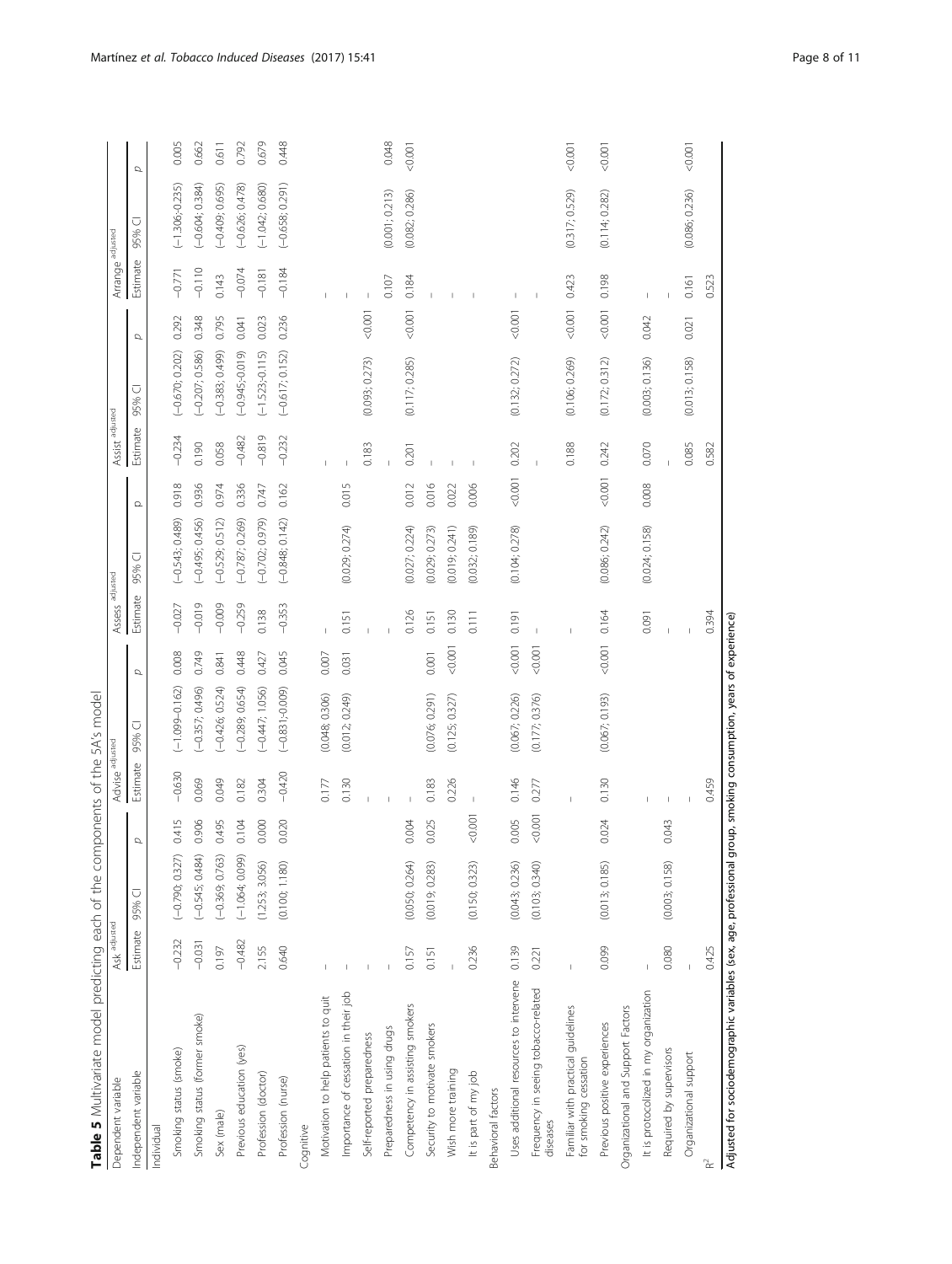**Table 5** Multivariate model predicting each of the components of the 5A's model

| Dependent variable | Ask [adjusted] | | | Advise [adjusted] | | | Assess [adjusted] | | | Assist [adjusted] | | | Arrange [adjusted] | | |
|---|---|---|---|---|---|---|---|---|---|---|---|---|---|---|---|
| Independent variable | Estimate | 95% CI | p | Estimate | 95% CI | p | Estimate | 95% CI | p | Estimate | 95% CI | p | Estimate | 95% CI | p |
| Individual | | | | | | | | | | | | | | | |
| Smoking status (smoke) | −0.232 | (−0.790; 0.327) | 0.415 | −0.630 | (−1.099–0.162) | 0.008 | −0.027 | (−0.543; 0.489) | 0.918 | −0.234 | (−0.670; 0.202) | 0.292 | −0.771 | (−1.306;-0.235) | 0.005 |
| Smoking status (former smoke) | −0.031 | (−0.545; 0.484) | 0.906 | 0.069 | (−0.357; 0.496) | 0.749 | −0.019 | (−0.495; 0.456) | 0.936 | 0.190 | (−0.207; 0.586) | 0.348 | −0.110 | (−0.604; 0.384) | 0.662 |
| Sex (male) | 0.197 | (−0.369; 0.763) | 0.495 | 0.049 | (−0.426; 0.524) | 0.841 | −0.009 | (−0.529; 0.512) | 0.974 | 0.058 | (−0.383; 0.499) | 0.795 | 0.143 | (−0.409; 0.695) | 0.611 |
| Previous education (yes) | −0.482 | (−1.064; 0.099) | 0.104 | 0.182 | (−0.289; 0.654) | 0.448 | −0.259 | (−0.787; 0.269) | 0.336 | −0.482 | (−0.945;-0.019) | 0.041 | −0.074 | (−0.626; 0.478) | 0.792 |
| Profession (doctor) | 2.155 | (1.253; 3.056) | 0.000 | 0.304 | (−0.447; 1.056) | 0.427 | 0.138 | (−0.702; 0.979) | 0.747 | −0.819 | (−1.523;-0.115) | 0.023 | −0.181 | (−1.042; 0.680) | 0.679 |
| Profession (nurse) | 0.640 | (0.100; 1.180) | 0.020 | −0.420 | (−0.831;-0.009) | 0.045 | −0.353 | (−0.848; 0.142) | 0.162 | −0.232 | (−0.617; 0.152) | 0.236 | −0.184 | (−0.658; 0.291) | 0.448 |
| Cognitive | | | | | | | | | | | | | | | |
| Motivation to help patients to quit | – | | | 0.177 | (0.048; 0.306) | 0.007 | – | | | – | | | – | | |
| Importance of cessation in their job | – | | | 0.130 | (0.012; 0.249) | 0.031 | 0.151 | (0.029; 0.274) | 0.015 | – | | | – | | |
| Self-reported preparedness | – | | | – | | | – | | | 0.183 | (0.093; 0.273) | <0.001 | – | | |
| Preparedness in using drugs | – | | | – | | | – | | | – | | | 0.107 | (0.001; 0.213) | 0.048 |
| Competency in assisting smokers | 0.157 | (0.050; 0.264) | 0.004 | – | | | 0.126 | (0.027; 0.224) | 0.012 | 0.201 | (0.117; 0.285) | <0.001 | 0.184 | (0.082; 0.286) | <0.001 |
| Security to motivate smokers | 0.151 | (0.019; 0.283) | 0.025 | 0.183 | (0.076; 0.291) | 0.001 | 0.151 | (0.029; 0.273) | 0.016 | – | | | – | | |
| Wish more training | – | | | 0.226 | (0.125; 0.327) | <0.001 | 0.130 | (0.019; 0.241) | 0.022 | – | | | – | | |
| It is part of my job | 0.236 | (0.150; 0.323) | <0.001 | – | | | 0.111 | (0.032; 0.189) | 0.006 | – | | | – | | |
| Behavioral factors | | | | | | | | | | | | | | | |
| Uses additional resources to intervene | 0.139 | (0.043; 0.236) | 0.005 | 0.146 | (0.067; 0.226) | <0.001 | 0.191 | (0.104; 0.278) | <0.001 | 0.202 | (0.132; 0.272) | <0.001 | – | | |
| Frequency in seeing tobacco-related diseases | 0.221 | (0.103; 0.340) | <0.001 | 0.277 | (0.177; 0.376) | <0.001 | – | | | – | | | – | | |
| Familiar with practical guidelines for smoking cessation | – | | | – | | | – | | | 0.188 | (0.106; 0.269) | <0.001 | 0.423 | (0.317; 0.529) | <0.001 |
| Previous positive experiences | 0.099 | (0.013; 0.185) | 0.024 | 0.130 | (0.067; 0.193) | <0.001 | 0.164 | (0.086; 0.242) | <0.001 | 0.242 | (0.172; 0.312) | <0.001 | 0.198 | (0.114; 0.282) | <0.001 |
| Organizational and Support Factors | | | | | | | | | | | | | | | |
| It is protocolized in my organization | – | | | – | | | 0.091 | (0.024; 0.158) | 0.008 | 0.070 | (0.003; 0.136) | 0.042 | – | | |
| Required by supervisors | 0.080 | (0.003; 0.158) | 0.043 | – | | | – | | | – | | | – | | |
| Organizational support | – | | | – | | | – | | | 0.085 | (0.013; 0.158) | 0.021 | 0.161 | (0.086; 0.236) | <0.001 |
| $R^2$ | 0.425 | | | 0.459 | | | 0.394 | | | 0.582 | | | 0.523 | | |

**Adjusted for sociodemographic variables (sex, age, professional group, smoking consumption, years of experience)**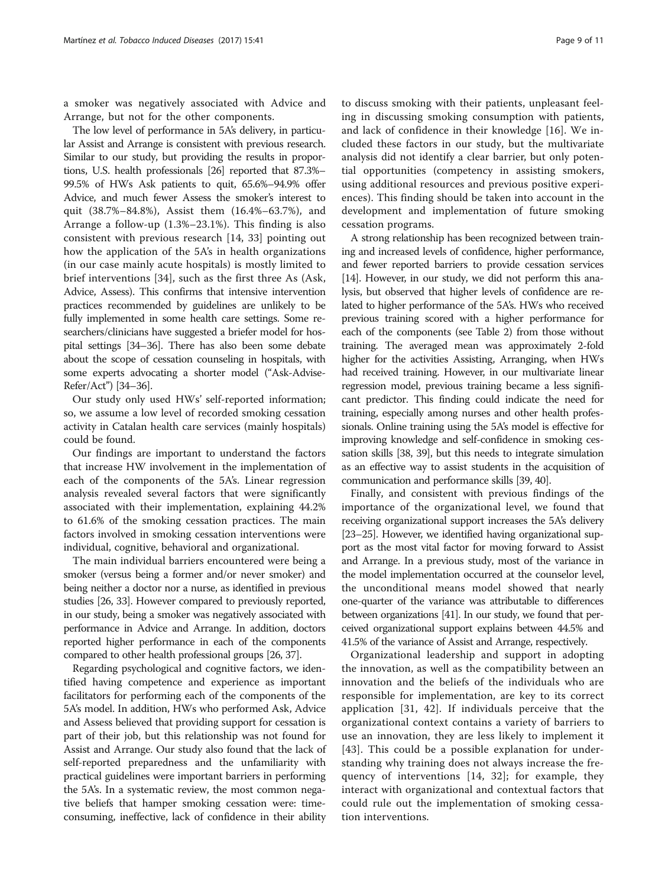a smoker was negatively associated with Advice and Arrange, but not for the other components.

The low level of performance in 5A's delivery, in particular Assist and Arrange is consistent with previous research. Similar to our study, but providing the results in proportions, U.S. health professionals [26] reported that 87.3%–99.5% of HWs Ask patients to quit, 65.6%–94.9% offer Advice, and much fewer Assess the smoker's interest to quit (38.7%–84.8%), Assist them (16.4%–63.7%), and Arrange a follow-up (1.3%–23.1%). This finding is also consistent with previous research [14, 33] pointing out how the application of the 5A's in health organizations (in our case mainly acute hospitals) is mostly limited to brief interventions [34], such as the first three As (Ask, Advice, Assess). This confirms that intensive intervention practices recommended by guidelines are unlikely to be fully implemented in some health care settings. Some researchers/clinicians have suggested a briefer model for hospital settings [34–36]. There has also been some debate about the scope of cessation counseling in hospitals, with some experts advocating a shorter model ("Ask-Advise-Refer/Act") [34–36].

Our study only used HWs' self-reported information; so, we assume a low level of recorded smoking cessation activity in Catalan health care services (mainly hospitals) could be found.

Our findings are important to understand the factors that increase HW involvement in the implementation of each of the components of the 5A's. Linear regression analysis revealed several factors that were significantly associated with their implementation, explaining 44.2% to 61.6% of the smoking cessation practices. The main factors involved in smoking cessation interventions were individual, cognitive, behavioral and organizational.

The main individual barriers encountered were being a smoker (versus being a former and/or never smoker) and being neither a doctor nor a nurse, as identified in previous studies [26, 33]. However compared to previously reported, in our study, being a smoker was negatively associated with performance in Advice and Arrange. In addition, doctors reported higher performance in each of the components compared to other health professional groups [26, 37].

Regarding psychological and cognitive factors, we identified having competence and experience as important facilitators for performing each of the components of the 5A's model. In addition, HWs who performed Ask, Advice and Assess believed that providing support for cessation is part of their job, but this relationship was not found for Assist and Arrange. Our study also found that the lack of self-reported preparedness and the unfamiliarity with practical guidelines were important barriers in performing the 5A's. In a systematic review, the most common negative beliefs that hamper smoking cessation were: time-consuming, ineffective, lack of confidence in their ability to discuss smoking with their patients, unpleasant feeling in discussing smoking consumption with patients, and lack of confidence in their knowledge [16]. We included these factors in our study, but the multivariate analysis did not identify a clear barrier, but only potential opportunities (competency in assisting smokers, using additional resources and previous positive experiences). This finding should be taken into account in the development and implementation of future smoking cessation programs.

A strong relationship has been recognized between training and increased levels of confidence, higher performance, and fewer reported barriers to provide cessation services [14]. However, in our study, we did not perform this analysis, but observed that higher levels of confidence are related to higher performance of the 5A's. HWs who received previous training scored with a higher performance for each of the components (see Table 2) from those without training. The averaged mean was approximately 2-fold higher for the activities Assisting, Arranging, when HWs had received training. However, in our multivariate linear regression model, previous training became a less significant predictor. This finding could indicate the need for training, especially among nurses and other health professionals. Online training using the 5A's model is effective for improving knowledge and self-confidence in smoking cessation skills [38, 39], but this needs to integrate simulation as an effective way to assist students in the acquisition of communication and performance skills [39, 40].

Finally, and consistent with previous findings of the importance of the organizational level, we found that receiving organizational support increases the 5A's delivery [23–25]. However, we identified having organizational support as the most vital factor for moving forward to Assist and Arrange. In a previous study, most of the variance in the model implementation occurred at the counselor level, the unconditional means model showed that nearly one-quarter of the variance was attributable to differences between organizations [41]. In our study, we found that perceived organizational support explains between 44.5% and 41.5% of the variance of Assist and Arrange, respectively.

Organizational leadership and support in adopting the innovation, as well as the compatibility between an innovation and the beliefs of the individuals who are responsible for implementation, are key to its correct application [31, 42]. If individuals perceive that the organizational context contains a variety of barriers to use an innovation, they are less likely to implement it [43]. This could be a possible explanation for understanding why training does not always increase the frequency of interventions [14, 32]; for example, they interact with organizational and contextual factors that could rule out the implementation of smoking cessation interventions.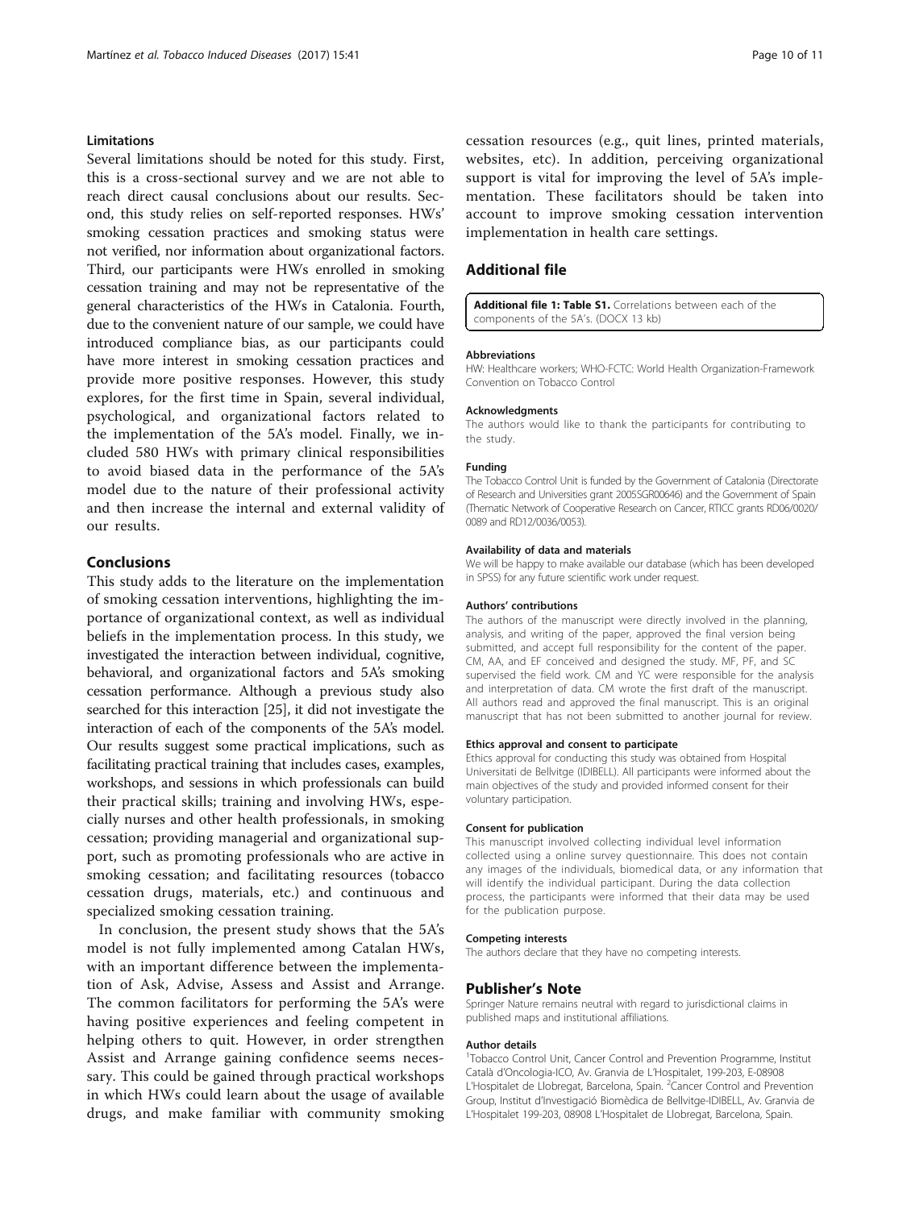### Limitations

Several limitations should be noted for this study. First, this is a cross-sectional survey and we are not able to reach direct causal conclusions about our results. Second, this study relies on self-reported responses. HWs' smoking cessation practices and smoking status were not verified, nor information about organizational factors. Third, our participants were HWs enrolled in smoking cessation training and may not be representative of the general characteristics of the HWs in Catalonia. Fourth, due to the convenient nature of our sample, we could have introduced compliance bias, as our participants could have more interest in smoking cessation practices and provide more positive responses. However, this study explores, for the first time in Spain, several individual, psychological, and organizational factors related to the implementation of the 5A's model. Finally, we included 580 HWs with primary clinical responsibilities to avoid biased data in the performance of the 5A's model due to the nature of their professional activity and then increase the internal and external validity of our results.

## Conclusions

This study adds to the literature on the implementation of smoking cessation interventions, highlighting the importance of organizational context, as well as individual beliefs in the implementation process. In this study, we investigated the interaction between individual, cognitive, behavioral, and organizational factors and 5A's smoking cessation performance. Although a previous study also searched for this interaction [25], it did not investigate the interaction of each of the components of the 5A's model. Our results suggest some practical implications, such as facilitating practical training that includes cases, examples, workshops, and sessions in which professionals can build their practical skills; training and involving HWs, especially nurses and other health professionals, in smoking cessation; providing managerial and organizational support, such as promoting professionals who are active in smoking cessation; and facilitating resources (tobacco cessation drugs, materials, etc.) and continuous and specialized smoking cessation training.

In conclusion, the present study shows that the 5A's model is not fully implemented among Catalan HWs, with an important difference between the implementation of Ask, Advise, Assess and Assist and Arrange. The common facilitators for performing the 5A's were having positive experiences and feeling competent in helping others to quit. However, in order strengthen Assist and Arrange gaining confidence seems necessary. This could be gained through practical workshops in which HWs could learn about the usage of available drugs, and make familiar with community smoking cessation resources (e.g., quit lines, printed materials, websites, etc). In addition, perceiving organizational support is vital for improving the level of 5A's implementation. These facilitators should be taken into account to improve smoking cessation intervention implementation in health care settings.

## Additional file

**Additional file 1: Table S1.** Correlations between each of the components of the 5A's. (DOCX 13 kb)

#### Abbreviations

HW: Healthcare workers; WHO-FCTC: World Health Organization-Framework Convention on Tobacco Control

#### Acknowledgments

The authors would like to thank the participants for contributing to the study.

#### Funding

The Tobacco Control Unit is funded by the Government of Catalonia (Directorate of Research and Universities grant 2005SGR00646) and the Government of Spain (Thematic Network of Cooperative Research on Cancer, RTICC grants RD06/0020/0089 and RD12/0036/0053).

#### Availability of data and materials

We will be happy to make available our database (which has been developed in SPSS) for any future scientific work under request.

#### Authors' contributions

The authors of the manuscript were directly involved in the planning, analysis, and writing of the paper, approved the final version being submitted, and accept full responsibility for the content of the paper. CM, AA, and EF conceived and designed the study. MF, PF, and SC supervised the field work. CM and YC were responsible for the analysis and interpretation of data. CM wrote the first draft of the manuscript. All authors read and approved the final manuscript. This is an original manuscript that has not been submitted to another journal for review.

#### Ethics approval and consent to participate

Ethics approval for conducting this study was obtained from Hospital Universitati de Bellvitge (IDIBELL). All participants were informed about the main objectives of the study and provided informed consent for their voluntary participation.

#### Consent for publication

This manuscript involved collecting individual level information collected using a online survey questionnaire. This does not contain any images of the individuals, biomedical data, or any information that will identify the individual participant. During the data collection process, the participants were informed that their data may be used for the publication purpose.

#### Competing interests

The authors declare that they have no competing interests.

## Publisher's Note

Springer Nature remains neutral with regard to jurisdictional claims in published maps and institutional affiliations.

#### Author details

[1]Tobacco Control Unit, Cancer Control and Prevention Programme, Institut Català d'Oncologia-ICO, Av. Granvia de L'Hospitalet, 199-203, E-08908 L'Hospitalet de Llobregat, Barcelona, Spain. [2]Cancer Control and Prevention Group, Institut d'Investigació Biomèdica de Bellvitge-IDIBELL, Av. Granvia de L'Hospitalet 199-203, 08908 L'Hospitalet de Llobregat, Barcelona, Spain.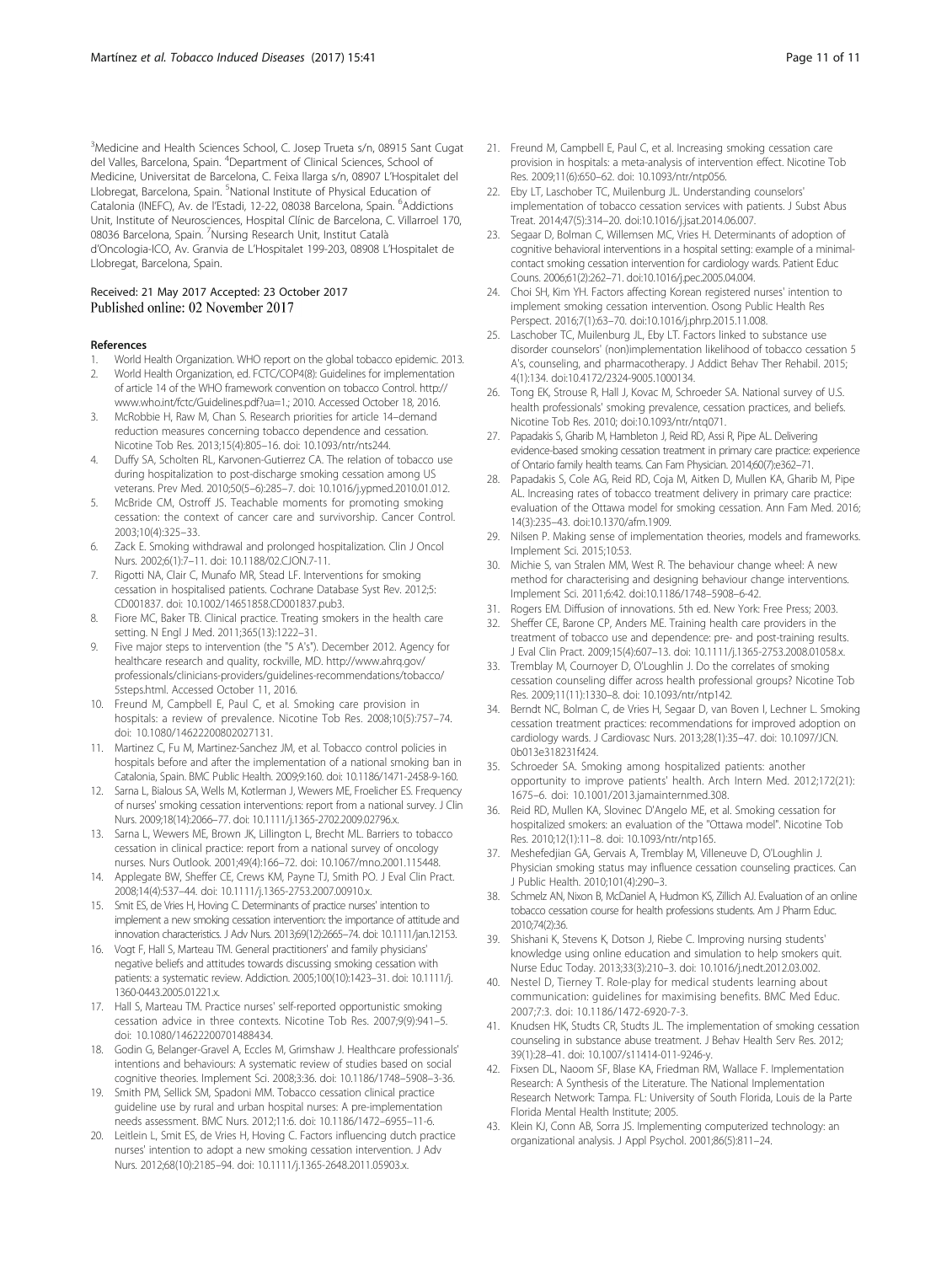[3]Medicine and Health Sciences School, C. Josep Trueta s/n, 08915 Sant Cugat del Valles, Barcelona, Spain. [4]Department of Clinical Sciences, School of Medicine, Universitat de Barcelona, C. Feixa llarga s/n, 08907 L'Hospitalet del Llobregat, Barcelona, Spain. [5]National Institute of Physical Education of Catalonia (INEFC), Av. de l'Estadi, 12-22, 08038 Barcelona, Spain. [6]Addictions Unit, Institute of Neurosciences, Hospital Clínic de Barcelona, C. Villarroel 170, 08036 Barcelona, Spain. [7]Nursing Research Unit, Institut Català d'Oncologia-ICO, Av. Granvia de L'Hospitalet 199-203, 08908 L'Hospitalet de Llobregat, Barcelona, Spain.

Received: 21 May 2017 Accepted: 23 October 2017
Published online: 02 November 2017

## References

1. World Health Organization. WHO report on the global tobacco epidemic. 2013.
2. World Health Organization, ed. FCTC/COP4(8): Guidelines for implementation of article 14 of the WHO framework convention on tobacco Control. http://www.who.int/fctc/Guidelines.pdf?ua=1.; 2010. Accessed October 18, 2016.
3. McRobbie H, Raw M, Chan S. Research priorities for article 14–demand reduction measures concerning tobacco dependence and cessation. Nicotine Tob Res. 2013;15(4):805–16. doi: 10.1093/ntr/nts244.
4. Duffy SA, Scholten RL, Karvonen-Gutierrez CA. The relation of tobacco use during hospitalization to post-discharge smoking cessation among US veterans. Prev Med. 2010;50(5–6):285–7. doi: 10.1016/j.ypmed.2010.01.012.
5. McBride CM, Ostroff JS. Teachable moments for promoting smoking cessation: the context of cancer care and survivorship. Cancer Control. 2003;10(4):325–33.
6. Zack E. Smoking withdrawal and prolonged hospitalization. Clin J Oncol Nurs. 2002;6(1):7–11. doi: 10.1188/02.CJON.7-11.
7. Rigotti NA, Clair C, Munafo MR, Stead LF. Interventions for smoking cessation in hospitalised patients. Cochrane Database Syst Rev. 2012;5: CD001837. doi: 10.1002/14651858.CD001837.pub3.
8. Fiore MC, Baker TB. Clinical practice. Treating smokers in the health care setting. N Engl J Med. 2011;365(13):1222–31.
9. Five major steps to intervention (the "5 A's"). December 2012. Agency for healthcare research and quality, rockville, MD. http://www.ahrq.gov/professionals/clinicians-providers/guidelines-recommendations/tobacco/5steps.html. Accessed October 11, 2016.
10. Freund M, Campbell E, Paul C, et al. Smoking care provision in hospitals: a review of prevalence. Nicotine Tob Res. 2008;10(5):757–74. doi: 10.1080/14622200802027131.
11. Martinez C, Fu M, Martinez-Sanchez JM, et al. Tobacco control policies in hospitals before and after the implementation of a national smoking ban in Catalonia, Spain. BMC Public Health. 2009;9:160. doi: 10.1186/1471-2458-9-160.
12. Sarna L, Bialous SA, Wells M, Kotlerman J, Wewers ME, Froelicher ES. Frequency of nurses' smoking cessation interventions: report from a national survey. J Clin Nurs. 2009;18(14):2066–77. doi: 10.1111/j.1365-2702.2009.02796.x.
13. Sarna L, Wewers ME, Brown JK, Lillington L, Brecht ML. Barriers to tobacco cessation in clinical practice: report from a national survey of oncology nurses. Nurs Outlook. 2001;49(4):166–72. doi: 10.1067/mno.2001.115448.
14. Applegate BW, Sheffer CE, Crews KM, Payne TJ, Smith PO. A survey of tobacco-related knowledge, attitudes and behaviours of primary care providers in Mississippi. J Eval Clin Pract. 2008;14(4):537–44. doi: 10.1111/j.1365-2753.2007.00910.x.
15. Smit ES, de Vries H, Hoving C. Determinants of practice nurses' intention to implement a new smoking cessation intervention: the importance of attitude and innovation characteristics. J Adv Nurs. 2013;69(12):2665–74. doi: 10.1111/jan.12153.
16. Vogt F, Hall S, Marteau TM. General practitioners' and family physicians' negative beliefs and attitudes towards discussing smoking cessation with patients: a systematic review. Addiction. 2005;100(10):1423–31. doi: 10.1111/j.1360-0443.2005.01221.x.
17. Hall S, Marteau TM. Practice nurses' self-reported opportunistic smoking cessation advice in three contexts. Nicotine Tob Res. 2007;9(9):941–5. doi: 10.1080/14622200701488434.
18. Godin G, Belanger-Gravel A, Eccles M, Grimshaw J. Healthcare professionals' intentions and behaviours: A systematic review of studies based on social cognitive theories. Implement Sci. 2008;3:36. doi: 10.1186/1748–5908–3-36.
19. Smith PM, Sellick SM, Spadoni MM. Tobacco cessation clinical practice guideline use by rural and urban hospital nurses: A pre-implementation needs assessment. BMC Nurs. 2012;11:6. doi: 10.1186/1472–6955–11-6.
20. Leitlein L, Smit ES, de Vries H, Hoving C. Factors influencing dutch practice nurses' intention to adopt a new smoking cessation intervention. J Adv Nurs. 2012;68(10):2185–94. doi: 10.1111/j.1365-2648.2011.05903.x.
21. Freund M, Campbell E, Paul C, et al. Increasing smoking cessation care provision in hospitals: a meta-analysis of intervention effect. Nicotine Tob Res. 2009;11(6):650–62. doi: 10.1093/ntr/ntp056.
22. Eby LT, Laschober TC, Muilenburg JL. Understanding counselors' implementation of tobacco cessation services with patients. J Subst Abus Treat. 2014;47(5):314–20. doi:10.1016/j.jsat.2014.06.007.
23. Segaar D, Bolman C, Willemsen MC, Vries H. Determinants of adoption of cognitive behavioral interventions in a hospital setting: example of a minimal-contact smoking cessation intervention for cardiology wards. Patient Educ Couns. 2006;61(2):262–71. doi:10.1016/j.pec.2005.04.004.
24. Choi SH, Kim YH. Factors affecting Korean registered nurses' intention to implement smoking cessation intervention. Osong Public Health Res Perspect. 2016;7(1):63–70. doi:10.1016/j.phrp.2015.11.008.
25. Laschober TC, Muilenburg JL, Eby LT. Factors linked to substance use disorder counselors' (non)implementation likelihood of tobacco cessation 5 A's, counseling, and pharmacotherapy. J Addict Behav Ther Rehabil. 2015; 4(1):134. doi:10.4172/2324-9005.1000134.
26. Tong EK, Strouse R, Hall J, Kovac M, Schroeder SA. National survey of U.S. health professionals' smoking prevalence, cessation practices, and beliefs. Nicotine Tob Res. 2010; doi:10.1093/ntr/ntq071.
27. Papadakis S, Gharib M, Hambleton J, Reid RD, Assi R, Pipe AL. Delivering evidence-based smoking cessation treatment in primary care practice: experience of Ontario family health teams. Can Fam Physician. 2014;60(7):e362–71.
28. Papadakis S, Cole AG, Reid RD, Coja M, Aitken D, Mullen KA, Gharib M, Pipe AL. Increasing rates of tobacco treatment delivery in primary care practice: evaluation of the Ottawa model for smoking cessation. Ann Fam Med. 2016; 14(3):235–43. doi:10.1370/afm.1909.
29. Nilsen P. Making sense of implementation theories, models and frameworks. Implement Sci. 2015;10:53.
30. Michie S, van Stralen MM, West R. The behaviour change wheel: A new method for characterising and designing behaviour change interventions. Implement Sci. 2011;6:42. doi:10.1186/1748–5908–6-42.
31. Rogers EM. Diffusion of innovations. 5th ed. New York: Free Press; 2003.
32. Sheffer CE, Barone CP, Anders ME. Training health care providers in the treatment of tobacco use and dependence: pre- and post-training results. J Eval Clin Pract. 2009;15(4):607–13. doi: 10.1111/j.1365-2753.2008.01058.x.
33. Tremblay M, Cournoyer D, O'Loughlin J. Do the correlates of smoking cessation counseling differ across health professional groups? Nicotine Tob Res. 2009;11(11):1330–8. doi: 10.1093/ntr/ntp142.
34. Berndt NC, Bolman C, de Vries H, Segaar D, van Boven I, Lechner L. Smoking cessation treatment practices: recommendations for improved adoption on cardiology wards. J Cardiovasc Nurs. 2013;28(1):35–47. doi: 10.1097/JCN.0b013e318231f424.
35. Schroeder SA. Smoking among hospitalized patients: another opportunity to improve patients' health. Arch Intern Med. 2012;172(21): 1675–6. doi: 10.1001/2013.jamainternmed.308.
36. Reid RD, Mullen KA, Slovinec D'Angelo ME, et al. Smoking cessation for hospitalized smokers: an evaluation of the "Ottawa model". Nicotine Tob Res. 2010;12(1):11–8. doi: 10.1093/ntr/ntp165.
37. Meshefedjian GA, Gervais A, Tremblay M, Villeneuve D, O'Loughlin J. Physician smoking status may influence cessation counseling practices. Can J Public Health. 2010;101(4):290–3.
38. Schmelz AN, Nixon B, McDaniel A, Hudmon KS, Zillich AJ. Evaluation of an online tobacco cessation course for health professions students. Am J Pharm Educ. 2010;74(2):36.
39. Shishani K, Stevens K, Dotson J, Riebe C. Improving nursing students' knowledge using online education and simulation to help smokers quit. Nurse Educ Today. 2013;33(3):210–3. doi: 10.1016/j.nedt.2012.03.002.
40. Nestel D, Tierney T. Role-play for medical students learning about communication: guidelines for maximising benefits. BMC Med Educ. 2007;7:3. doi: 10.1186/1472-6920-7-3.
41. Knudsen HK, Studts CR, Studts JL. The implementation of smoking cessation counseling in substance abuse treatment. J Behav Health Serv Res. 2012; 39(1):28–41. doi: 10.1007/s11414-011-9246-y.
42. Fixsen DL, Naoom SF, Blase KA, Friedman RM, Wallace F. Implementation Research: A Synthesis of the Literature. The National Implementation Research Network: Tampa. FL: University of South Florida, Louis de la Parte Florida Mental Health Institute; 2005.
43. Klein KJ, Conn AB, Sorra JS. Implementing computerized technology: an organizational analysis. J Appl Psychol. 2001;86(5):811–24.